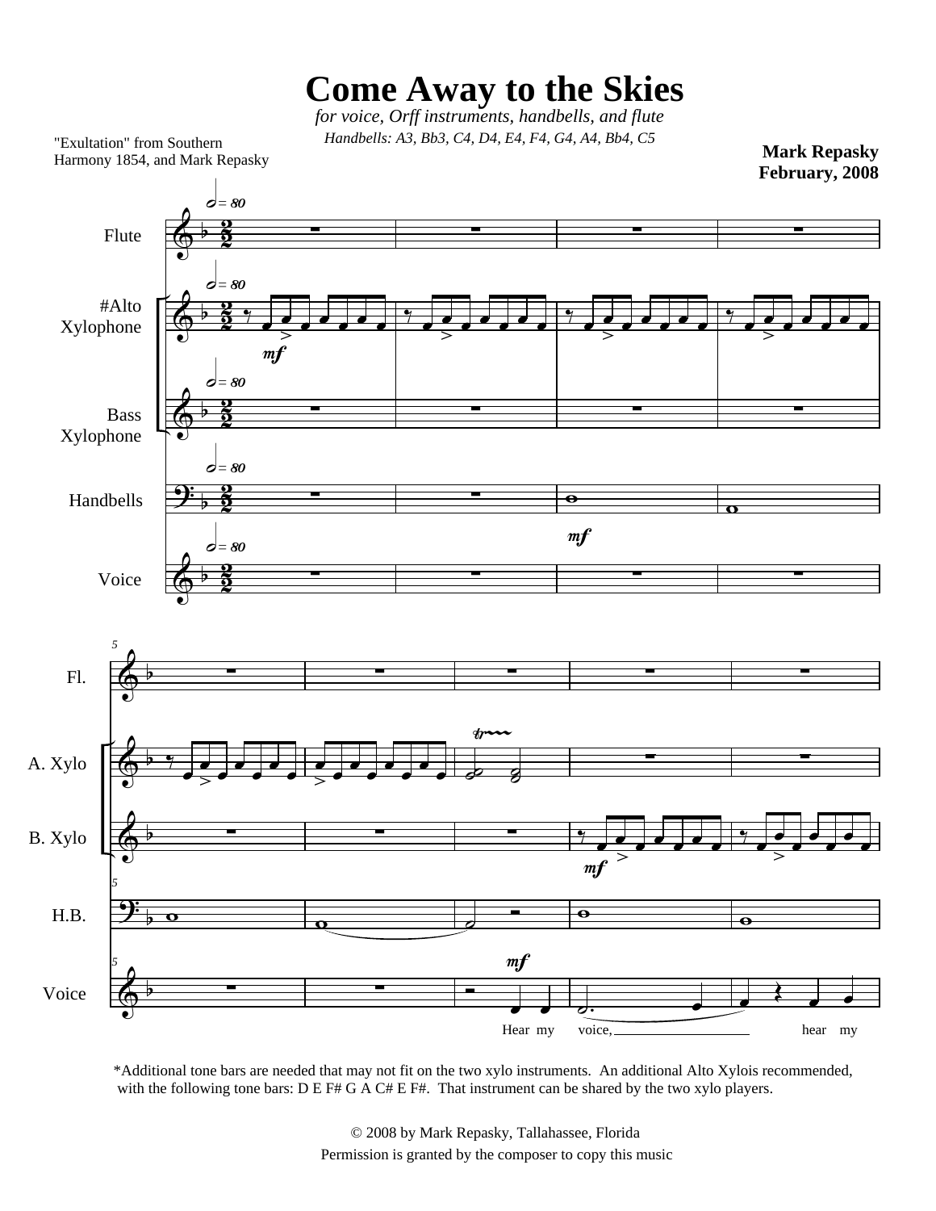# Come Away to the Skies

*for voice, Orff instruments, handbells, and flute*

*Handbells: A3, Bb3, C4, D4, E4, F4, G4, A4, Bb4, C5*

"Exultation" from Southern Harmony 1854, and Mark Repasky

**Mark Repasky**
**February, 2008**

Flute

#Alto Xylophone

Bass Xylophone

Handbells

Voice

Hear my voice, hear my

\*Additional tone bars are needed that may not fit on the two xylo instruments. An additional Alto Xylois recommended, with the following tone bars: D E F# G A C# E F#. That instrument can be shared by the two xylo players.

© 2008 by Mark Repasky, Tallahassee, Florida
Permission is granted by the composer to copy this music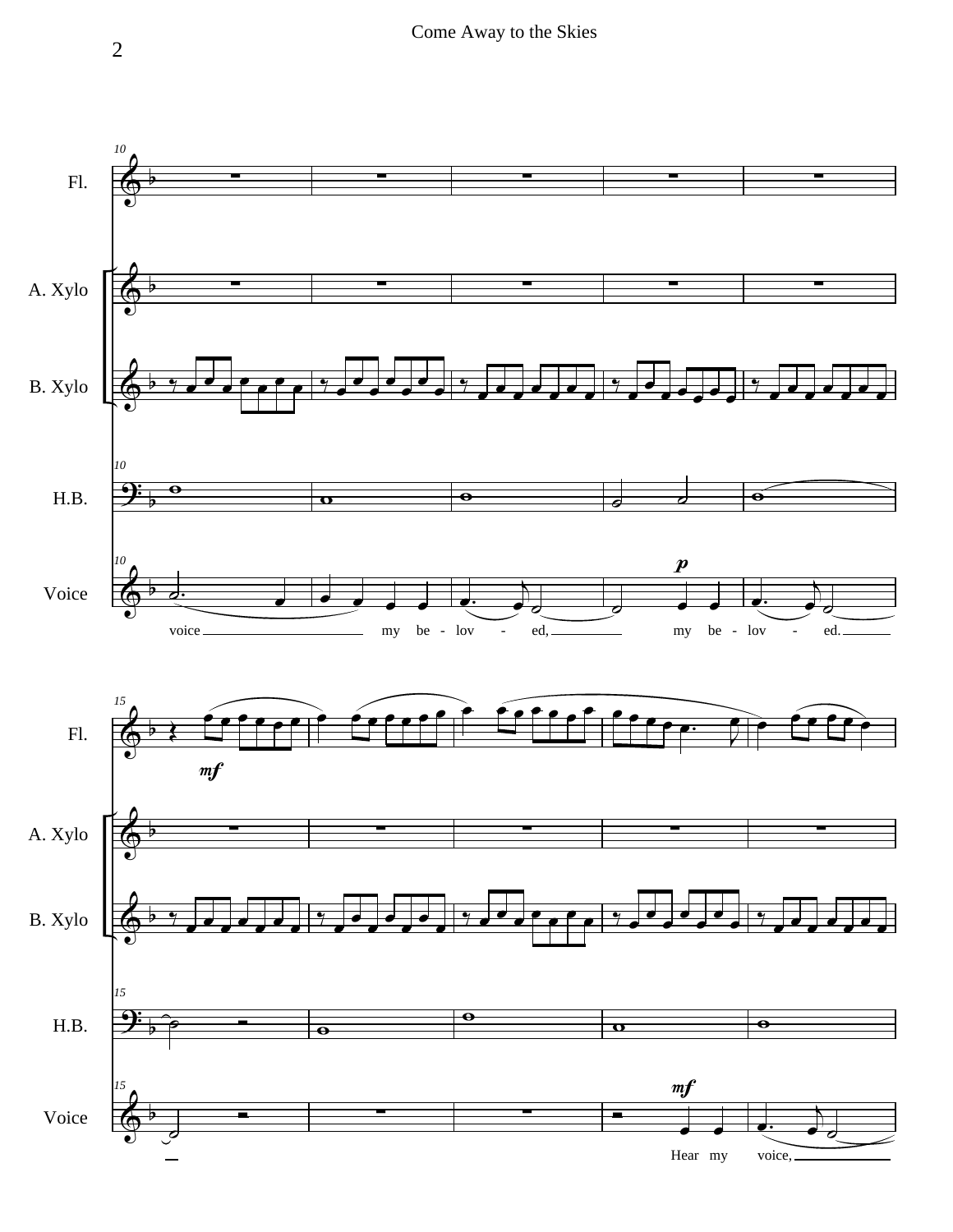Fl.

A. Xylo

B. Xylo

H.B.

Voice

voice my be - lov - ed, my be - lov - ed.

Hear my voice,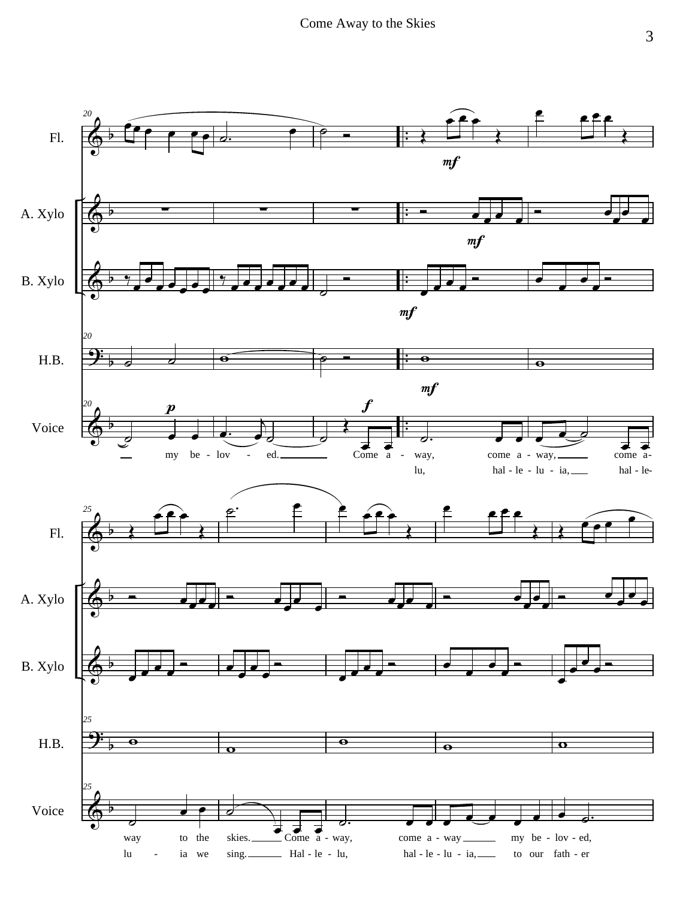Fl.

A. Xylo

B. Xylo

H.B.

Voice

my be - lov - ed. Come a - way, come a - way, come a-

lu, hal - le - lu - ia, hal - le-

way to the skies. Come a - way, come a - way my be - lov - ed,

lu - ia we sing. Hal - le - lu, hal - le - lu - ia, to our fath - er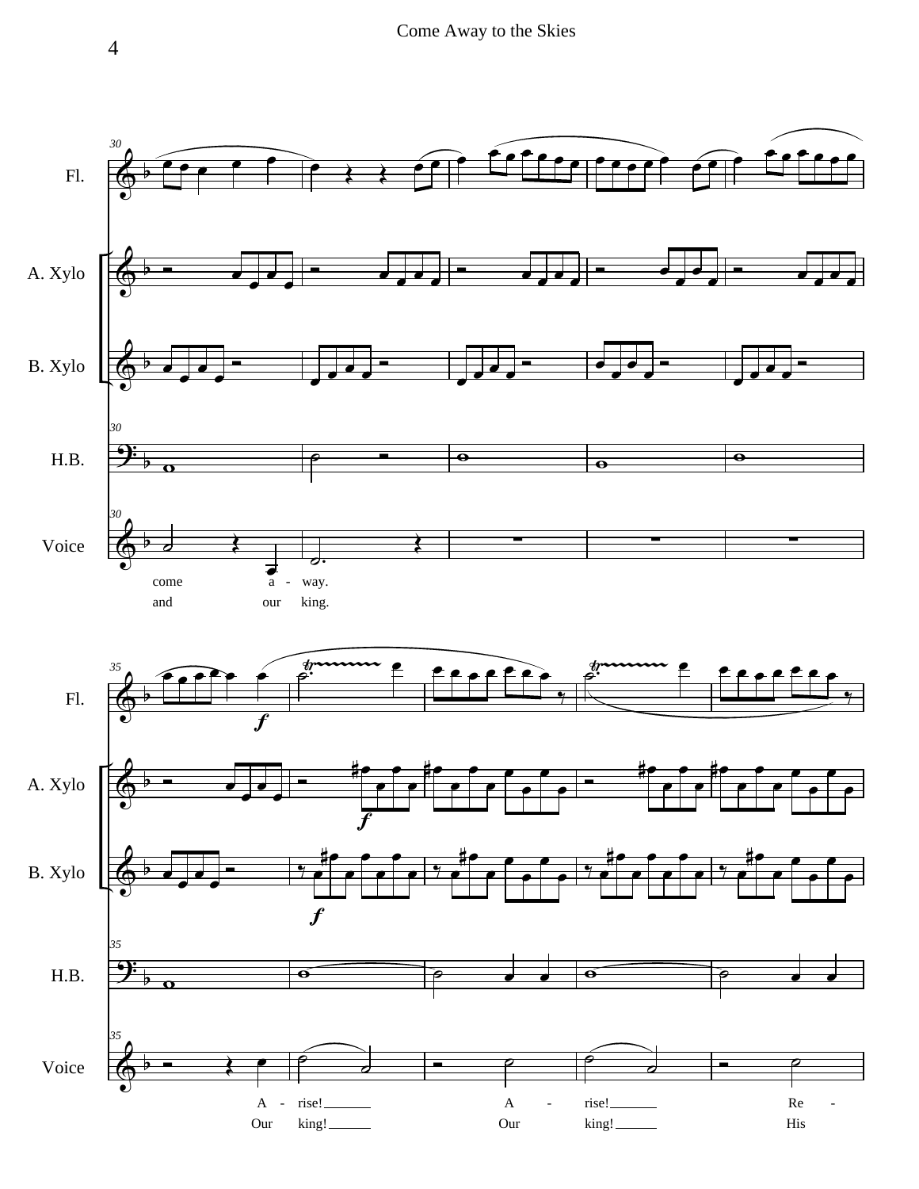Fl.

A. Xylo

B. Xylo

H.B.

Voice

come a - way.
and our king.

A - rise! A - rise! Re -
Our king! Our king! His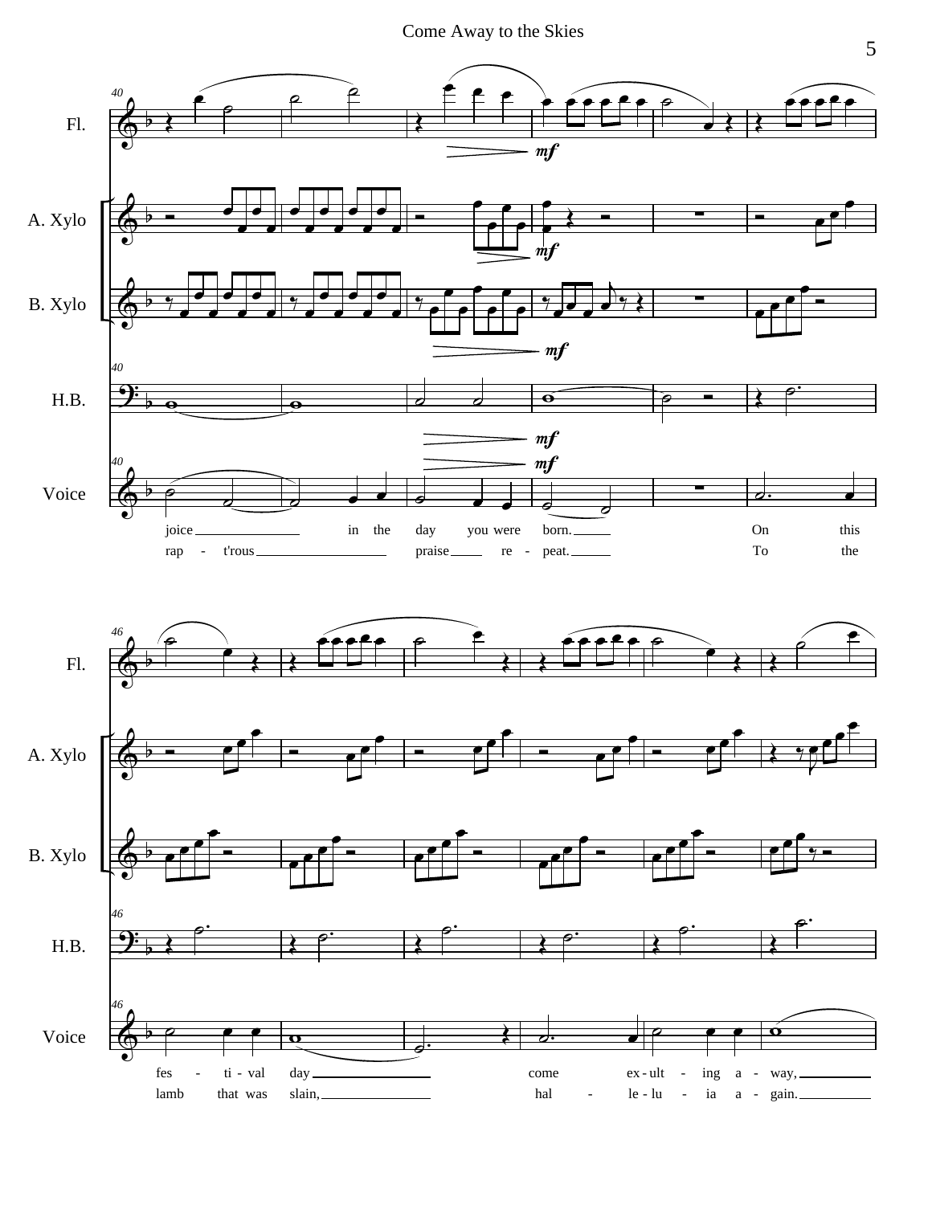Fl.

A. Xylo

B. Xylo

H.B.

Voice

joice in the day you were born. On this
rap - t'rous praise re - peat. To the

fes - ti - val day come ex - ult - ing a - way,
lamb that was slain, hal - le - lu - ia a - gain.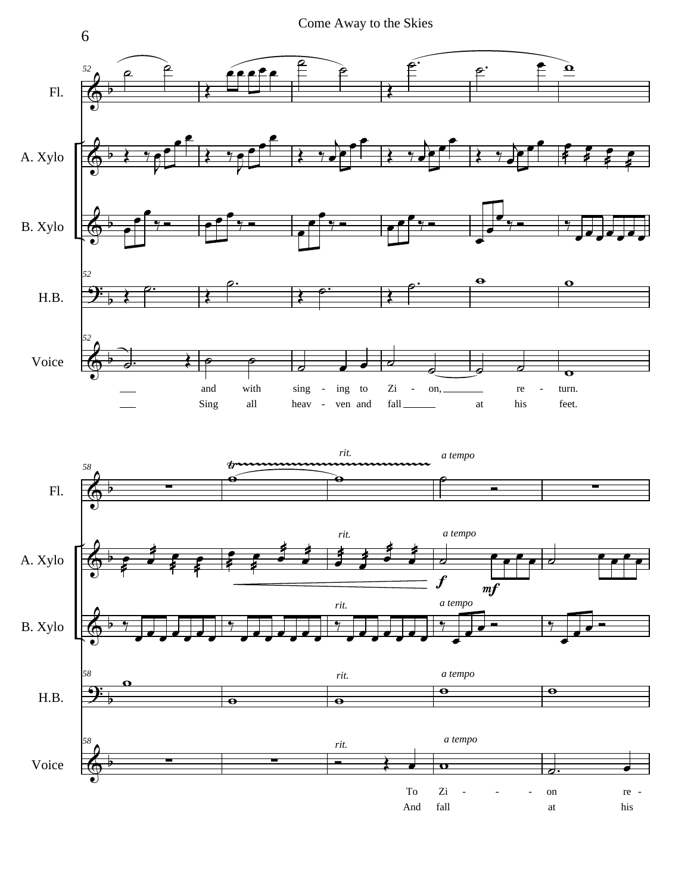Fl.

A. Xylo

B. Xylo

H.B.

Voice

and with sing - ing to Zi - on, re - turn.

Sing all heav - ven and fall at his feet.

*rit.* *a tempo*

Fl.

A. Xylo

B. Xylo

H.B.

Voice

To Zi - - - on re -

And fall at his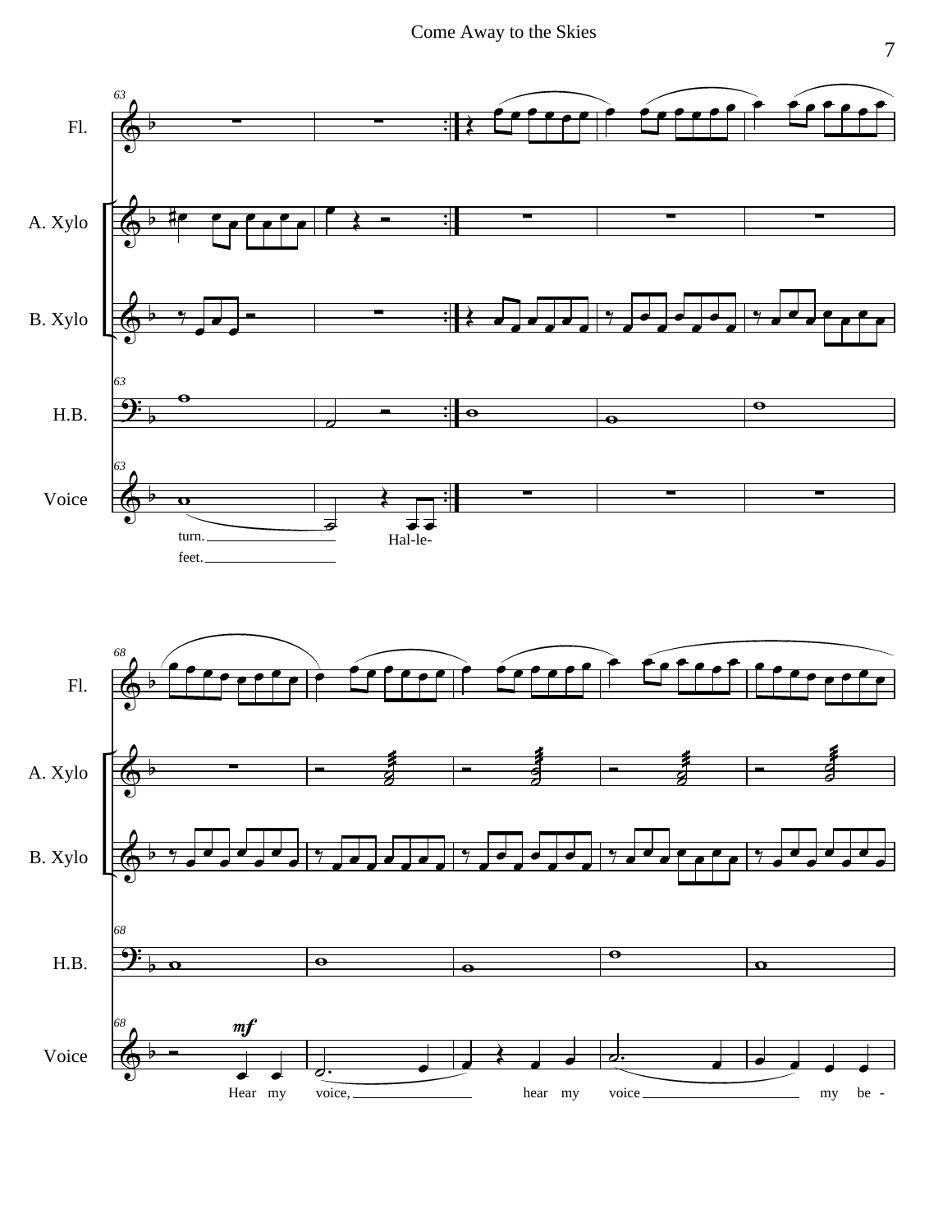Fl.

A. Xylo

B. Xylo

H.B.

Voice

turn. Hal-le-

feet.

Fl.

A. Xylo

B. Xylo

H.B.

Voice

*mf*

Hear my voice, hear my voice my be -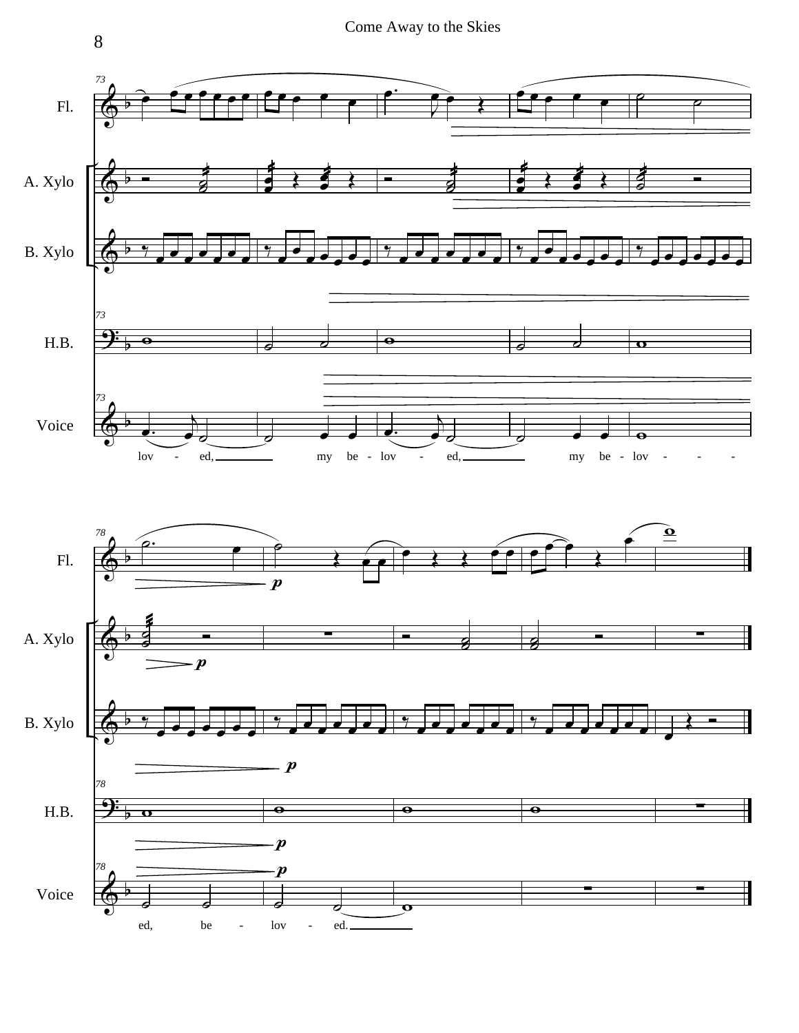Fl.

A. Xylo

B. Xylo

H.B.

Voice

lov - ed, my be - lov - ed, my be - lov - - -

ed, be - lov - ed.